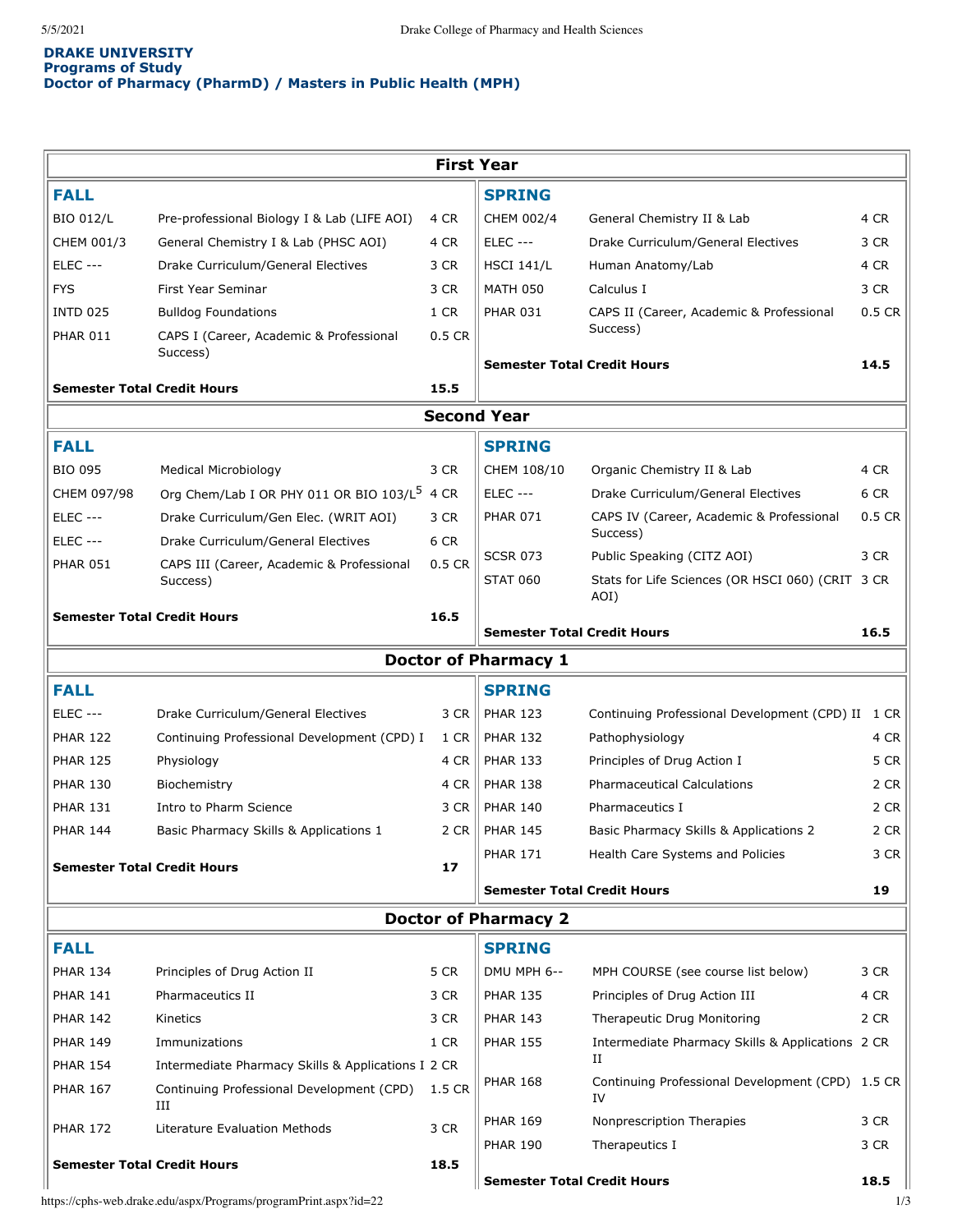**DRAKE UNIVERSITY**
**Programs of Study**
**Doctor of Pharmacy (PharmD) / Masters in Public Health (MPH)**

## First Year

### FALL

| Course | Title | Credits |
|---|---|---|
| BIO 012/L | Pre-professional Biology I & Lab (LIFE AOI) | 4 CR |
| CHEM 001/3 | General Chemistry I & Lab (PHSC AOI) | 4 CR |
| ELEC --- | Drake Curriculum/General Electives | 3 CR |
| FYS | First Year Seminar | 3 CR |
| INTD 025 | Bulldog Foundations | 1 CR |
| PHAR 011 | CAPS I (Career, Academic & Professional Success) | 0.5 CR |
| **Semester Total Credit Hours** | | **15.5** |

### SPRING

| Course | Title | Credits |
|---|---|---|
| CHEM 002/4 | General Chemistry II & Lab | 4 CR |
| ELEC --- | Drake Curriculum/General Electives | 3 CR |
| HSCI 141/L | Human Anatomy/Lab | 4 CR |
| MATH 050 | Calculus I | 3 CR |
| PHAR 031 | CAPS II (Career, Academic & Professional Success) | 0.5 CR |
| **Semester Total Credit Hours** | | **14.5** |

## Second Year

### FALL

| Course | Title | Credits |
|---|---|---|
| BIO 095 | Medical Microbiology | 3 CR |
| CHEM 097/98 | Org Chem/Lab I OR PHY 011 OR BIO 103/L[5] | 4 CR |
| ELEC --- | Drake Curriculum/Gen Elec. (WRIT AOI) | 3 CR |
| ELEC --- | Drake Curriculum/General Electives | 6 CR |
| PHAR 051 | CAPS III (Career, Academic & Professional Success) | 0.5 CR |
| **Semester Total Credit Hours** | | **16.5** |

### SPRING

| Course | Title | Credits |
|---|---|---|
| CHEM 108/10 | Organic Chemistry II & Lab | 4 CR |
| ELEC --- | Drake Curriculum/General Electives | 6 CR |
| PHAR 071 | CAPS IV (Career, Academic & Professional Success) | 0.5 CR |
| SCSR 073 | Public Speaking (CITZ AOI) | 3 CR |
| STAT 060 | Stats for Life Sciences (OR HSCI 060) (CRIT AOI) | 3 CR |
| **Semester Total Credit Hours** | | **16.5** |

## Doctor of Pharmacy 1

### FALL

| Course | Title | Credits |
|---|---|---|
| ELEC --- | Drake Curriculum/General Electives | 3 CR |
| PHAR 122 | Continuing Professional Development (CPD) I | 1 CR |
| PHAR 125 | Physiology | 4 CR |
| PHAR 130 | Biochemistry | 4 CR |
| PHAR 131 | Intro to Pharm Science | 3 CR |
| PHAR 144 | Basic Pharmacy Skills & Applications 1 | 2 CR |
| **Semester Total Credit Hours** | | **17** |

### SPRING

| Course | Title | Credits |
|---|---|---|
| PHAR 123 | Continuing Professional Development (CPD) II | 1 CR |
| PHAR 132 | Pathophysiology | 4 CR |
| PHAR 133 | Principles of Drug Action I | 5 CR |
| PHAR 138 | Pharmaceutical Calculations | 2 CR |
| PHAR 140 | Pharmaceutics I | 2 CR |
| PHAR 145 | Basic Pharmacy Skills & Applications 2 | 2 CR |
| PHAR 171 | Health Care Systems and Policies | 3 CR |
| **Semester Total Credit Hours** | | **19** |

## Doctor of Pharmacy 2

### FALL

| Course | Title | Credits |
|---|---|---|
| PHAR 134 | Principles of Drug Action II | 5 CR |
| PHAR 141 | Pharmaceutics II | 3 CR |
| PHAR 142 | Kinetics | 3 CR |
| PHAR 149 | Immunizations | 1 CR |
| PHAR 154 | Intermediate Pharmacy Skills & Applications I | 2 CR |
| PHAR 167 | Continuing Professional Development (CPD) III | 1.5 CR |
| PHAR 172 | Literature Evaluation Methods | 3 CR |
| **Semester Total Credit Hours** | | **18.5** |

### SPRING

| Course | Title | Credits |
|---|---|---|
| DMU MPH 6-- | MPH COURSE (see course list below) | 3 CR |
| PHAR 135 | Principles of Drug Action III | 4 CR |
| PHAR 143 | Therapeutic Drug Monitoring | 2 CR |
| PHAR 155 | Intermediate Pharmacy Skills & Applications II | 2 CR |
| PHAR 168 | Continuing Professional Development (CPD) IV | 1.5 CR |
| PHAR 169 | Nonprescription Therapies | 3 CR |
| PHAR 190 | Therapeutics I | 3 CR |
| **Semester Total Credit Hours** | | **18.5** |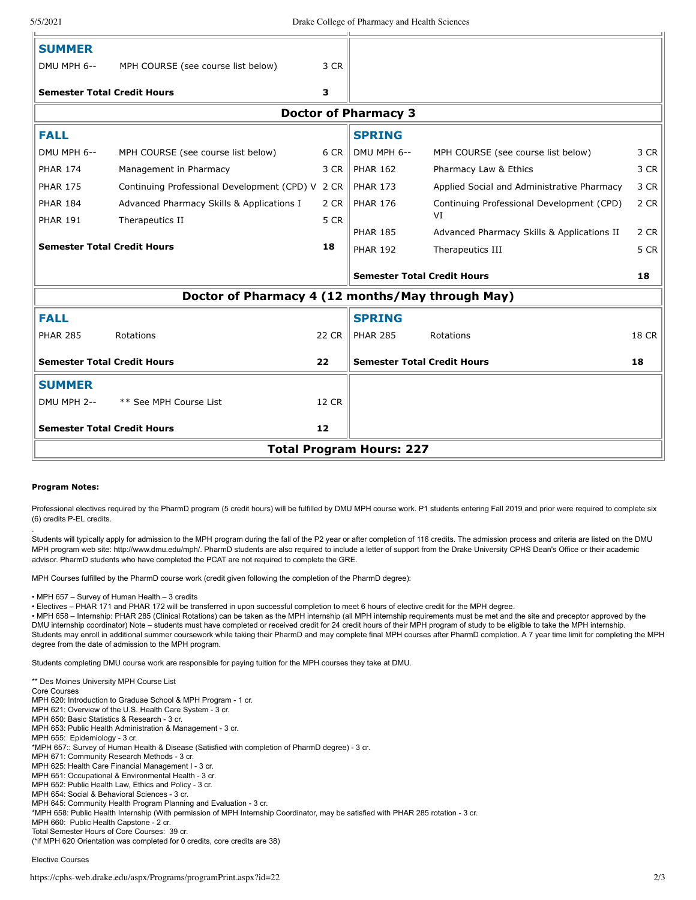| **SUMMER** | | | | | |
|---|---|---|---|---|---|
| DMU MPH 6-- | MPH COURSE (see course list below) | 3 CR | | | |
| **Semester Total Credit Hours** | | **3** | | | |

**Doctor of Pharmacy 3**

| **FALL** | | | **SPRING** | | |
|---|---|---|---|---|---|
| DMU MPH 6-- | MPH COURSE (see course list below) | 6 CR | DMU MPH 6-- | MPH COURSE (see course list below) | 3 CR |
| PHAR 174 | Management in Pharmacy | 3 CR | PHAR 162 | Pharmacy Law & Ethics | 3 CR |
| PHAR 175 | Continuing Professional Development (CPD) V | 2 CR | PHAR 173 | Applied Social and Administrative Pharmacy | 3 CR |
| PHAR 184 | Advanced Pharmacy Skills & Applications I | 2 CR | PHAR 176 | Continuing Professional Development (CPD) VI | 2 CR |
| PHAR 191 | Therapeutics II | 5 CR | PHAR 185 | Advanced Pharmacy Skills & Applications II | 2 CR |
| **Semester Total Credit Hours** | | **18** | PHAR 192 | Therapeutics III | 5 CR |
| | | | **Semester Total Credit Hours** | | **18** |

**Doctor of Pharmacy 4 (12 months/May through May)**

| **FALL** | | | **SPRING** | | |
|---|---|---|---|---|---|
| PHAR 285 | Rotations | 22 CR | PHAR 285 | Rotations | 18 CR |
| **Semester Total Credit Hours** | | **22** | **Semester Total Credit Hours** | | **18** |

| **SUMMER** | | |
|---|---|---|
| DMU MPH 2-- | ** See MPH Course List | 12 CR |
| **Semester Total Credit Hours** | | **12** |

**Total Program Hours: 227**

**Program Notes:**

Professional electives required by the PharmD program (5 credit hours) will be fulfilled by DMU MPH course work. P1 students entering Fall 2019 and prior were required to complete six (6) credits P-EL credits.

.

Students will typically apply for admission to the MPH program during the fall of the P2 year or after completion of 116 credits. The admission process and criteria are listed on the DMU MPH program web site: http://www.dmu.edu/mph/. PharmD students are also required to include a letter of support from the Drake University CPHS Dean's Office or their academic advisor. PharmD students who have completed the PCAT are not required to complete the GRE.

MPH Courses fulfilled by the PharmD course work (credit given following the completion of the PharmD degree):

- MPH 657 – Survey of Human Health – 3 credits
- Electives – PHAR 171 and PHAR 172 will be transferred in upon successful completion to meet 6 hours of elective credit for the MPH degree.
- MPH 658 – Internship: PHAR 285 (Clinical Rotations) can be taken as the MPH internship (all MPH internship requirements must be met and the site and preceptor approved by the DMU internship coordinator) Note – students must have completed or received credit for 24 credit hours of their MPH program of study to be eligible to take the MPH internship.

Students may enroll in additional summer coursework while taking their PharmD and may complete final MPH courses after PharmD completion. A 7 year time limit for completing the MPH degree from the date of admission to the MPH program.

Students completing DMU course work are responsible for paying tuition for the MPH courses they take at DMU.

** Des Moines University MPH Course List
Core Courses
MPH 620: Introduction to Graduae School & MPH Program - 1 cr.
MPH 621: Overview of the U.S. Health Care System - 3 cr.
MPH 650: Basic Statistics & Research - 3 cr.
MPH 653: Public Health Administration & Management - 3 cr.
MPH 655: Epidemiology - 3 cr.
*MPH 657:: Survey of Human Health & Disease (Satisfied with completion of PharmD degree) - 3 cr.
MPH 671: Community Research Methods - 3 cr.
MPH 625: Health Care Financial Management I - 3 cr.
MPH 651: Occupational & Environmental Health - 3 cr.
MPH 652: Public Health Law, Ethics and Policy - 3 cr.
MPH 654: Social & Behavioral Sciences - 3 cr.
MPH 645: Community Health Program Planning and Evaluation - 3 cr.
*MPH 658: Public Health Internship (With permission of MPH Internship Coordinator, may be satisfied with PHAR 285 rotation - 3 cr.
MPH 660: Public Health Capstone - 2 cr.
Total Semester Hours of Core Courses: 39 cr.
(*if MPH 620 Orientation was completed for 0 credits, core credits are 38)

Elective Courses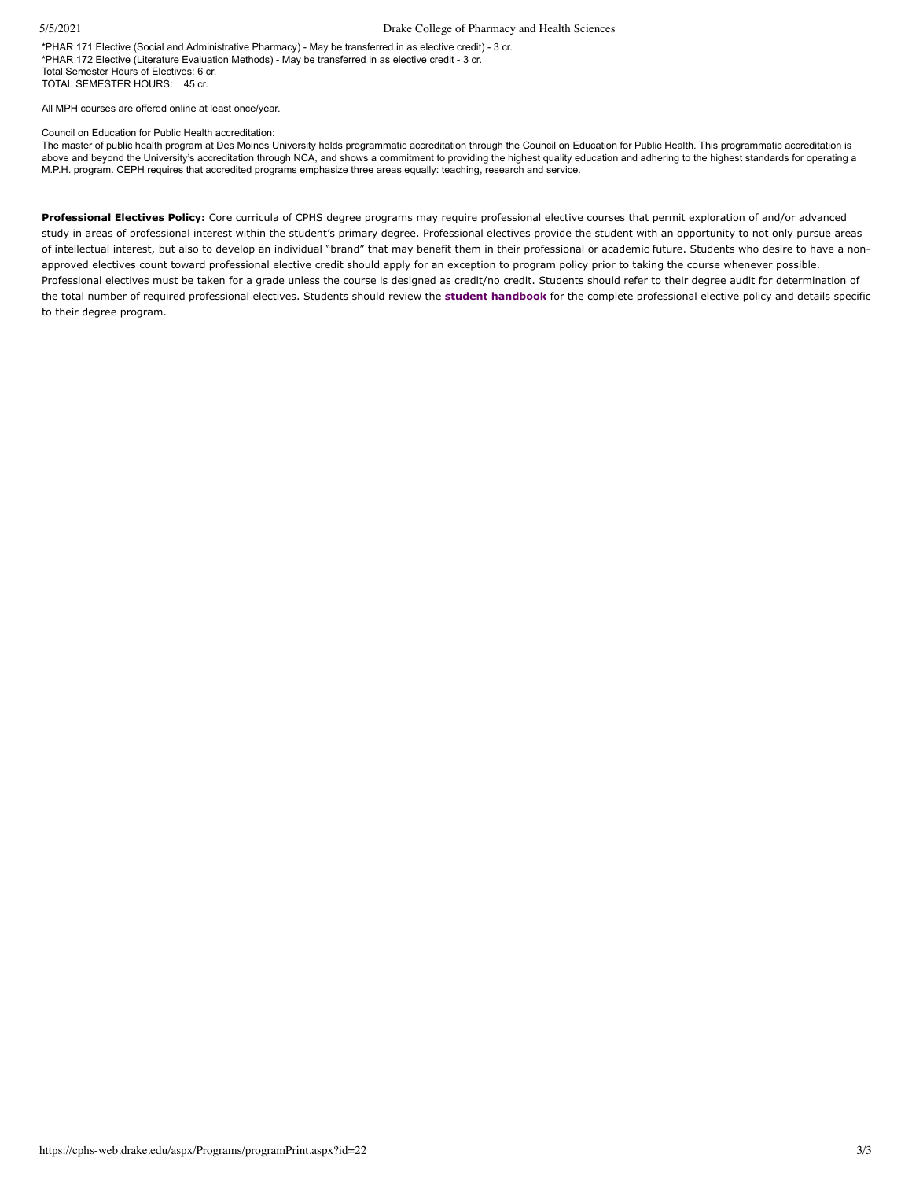*PHAR 171 Elective (Social and Administrative Pharmacy) - May be transferred in as elective credit) - 3 cr.
*PHAR 172 Elective (Literature Evaluation Methods) - May be transferred in as elective credit - 3 cr.
Total Semester Hours of Electives: 6 cr.
TOTAL SEMESTER HOURS: 45 cr.

All MPH courses are offered online at least once/year.

Council on Education for Public Health accreditation:
The master of public health program at Des Moines University holds programmatic accreditation through the Council on Education for Public Health. This programmatic accreditation is above and beyond the University's accreditation through NCA, and shows a commitment to providing the highest quality education and adhering to the highest standards for operating a M.P.H. program. CEPH requires that accredited programs emphasize three areas equally: teaching, research and service.

**Professional Electives Policy:** Core curricula of CPHS degree programs may require professional elective courses that permit exploration of and/or advanced study in areas of professional interest within the student's primary degree. Professional electives provide the student with an opportunity to not only pursue areas of intellectual interest, but also to develop an individual "brand" that may benefit them in their professional or academic future. Students who desire to have a non-approved electives count toward professional elective credit should apply for an exception to program policy prior to taking the course whenever possible. Professional electives must be taken for a grade unless the course is designed as credit/no credit. Students should refer to their degree audit for determination of the total number of required professional electives. Students should review the **student handbook** for the complete professional elective policy and details specific to their degree program.